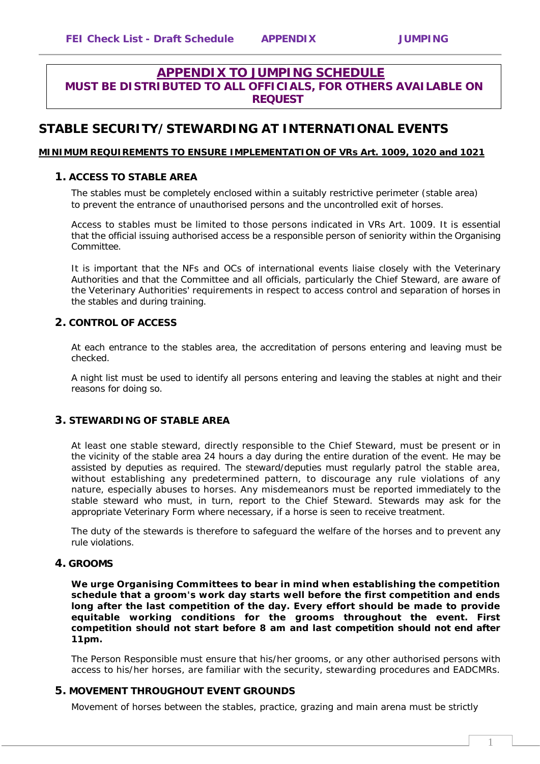# APPENDIX TO JUMPING SCHEDULE

**MUST BE DISTRIBUTED TO ALL OFFICIALS, FOR OTHERS AVAILABLE ON REQUEST**

## STABLE SECURITY/STEWARDING AT INTERNATIONAL EVENTS

**MINIMUM REQUIREMENTS TO ENSURE IMPLEMENTATION OF VRs Art. 1009, 1020 and 1021**

### 1. ACCESS TO STABLE AREA

The stables must be completely enclosed within a suitably restrictive perimeter (stable area) to prevent the entrance of unauthorised persons and the uncontrolled exit of horses.

Access to stables must be limited to those persons indicated in VRs Art. 1009. It is essential that the official issuing authorised access be a responsible person of seniority within the Organising Committee.

It is important that the NFs and OCs of international events liaise closely with the Veterinary Authorities and that the Committee and all officials, particularly the Chief Steward, are aware of the Veterinary Authorities' requirements in respect to access control and separation of horses in the stables and during training.

### 2. CONTROL OF ACCESS

At each entrance to the stables area, the accreditation of persons entering and leaving must be checked.

A night list must be used to identify all persons entering and leaving the stables at night and their reasons for doing so.

### 3. STEWARDING OF STABLE AREA

At least one stable steward, directly responsible to the Chief Steward, must be present or in the vicinity of the stable area 24 hours a day during the entire duration of the event. He may be assisted by deputies as required. The steward/deputies must regularly patrol the stable area, without establishing any predetermined pattern, to discourage any rule violations of any nature, especially abuses to horses. Any misdemeanors must be reported immediately to the stable steward who must, in turn, report to the Chief Steward. Stewards may ask for the appropriate Veterinary Form where necessary, if a horse is seen to receive treatment.

The duty of the stewards is therefore to safeguard the welfare of the horses and to prevent any rule violations.

### 4. GROOMS

**We urge Organising Committees to bear in mind when establishing the competition schedule that a groom's work day starts well before the first competition and ends long after the last competition of the day. Every effort should be made to provide equitable working conditions for the grooms throughout the event. First competition should not start before 8 am and last competition should not end after 11pm.**

The Person Responsible must ensure that his/her grooms, or any other authorised persons with access to his/her horses, are familiar with the security, stewarding procedures and EADCMRs.

### 5. MOVEMENT THROUGHOUT EVENT GROUNDS

Movement of horses between the stables, practice, grazing and main arena must be strictly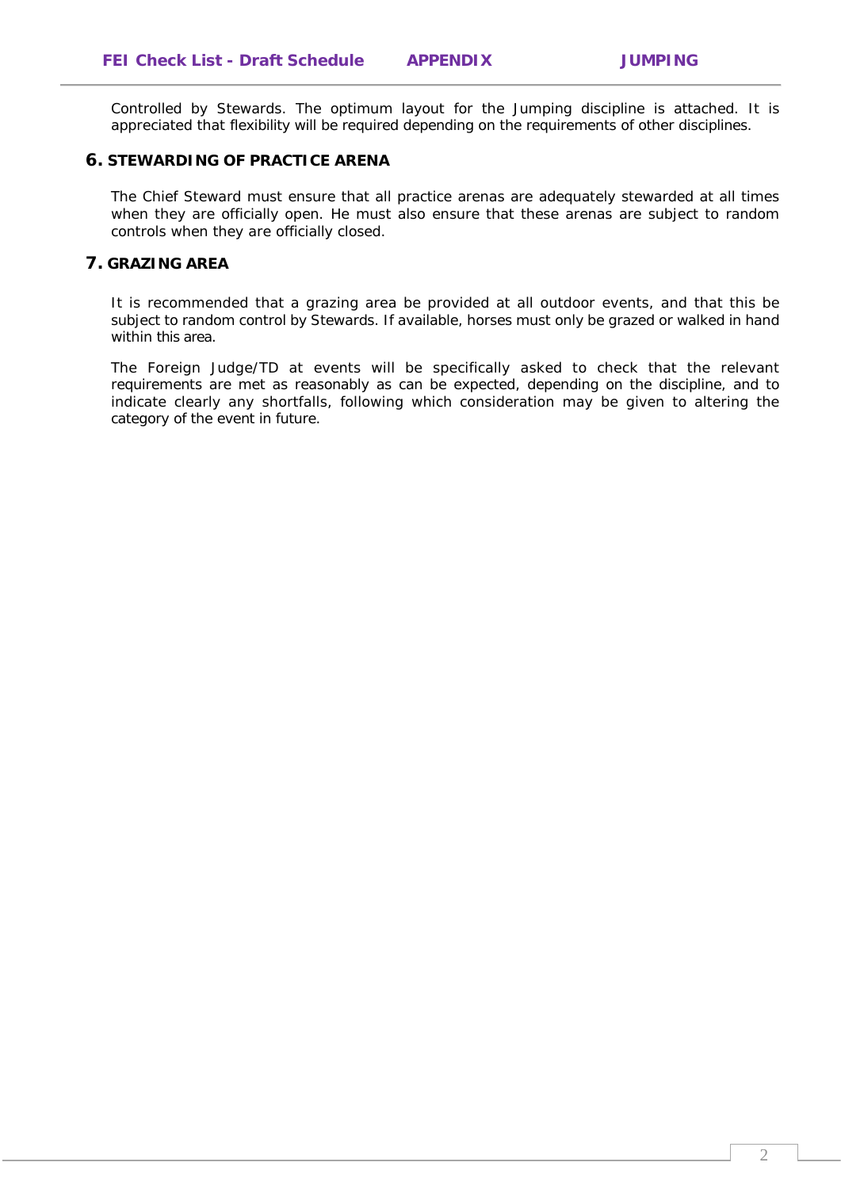Controlled by Stewards. The optimum layout for the Jumping discipline is attached. It is appreciated that flexibility will be required depending on the requirements of other disciplines.

## 6. STEWARDING OF PRACTICE ARENA

The Chief Steward must ensure that all practice arenas are adequately stewarded at all times when they are officially open. He must also ensure that these arenas are subject to random controls when they are officially closed.

## 7. GRAZING AREA

It is recommended that a grazing area be provided at all outdoor events, and that this be subject to random control by Stewards. If available, horses must only be grazed or walked in hand within this area.

The Foreign Judge/TD at events will be specifically asked to check that the relevant requirements are met as reasonably as can be expected, depending on the discipline, and to indicate clearly any shortfalls, following which consideration may be given to altering the category of the event in future.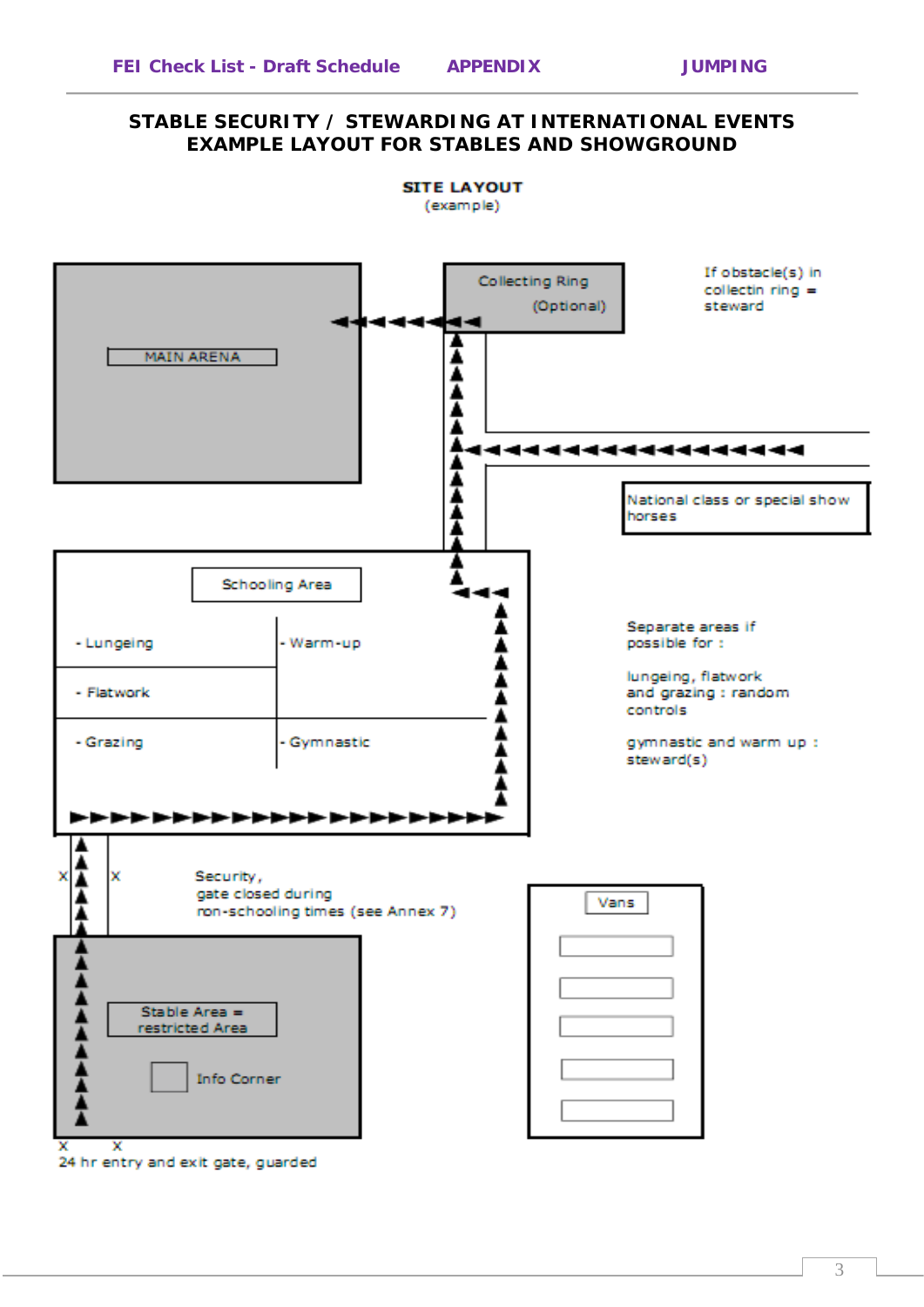# STABLE SECURITY / STEWARDING AT INTERNATIONAL EVENTS
# EXAMPLE LAYOUT FOR STABLES AND SHOWGROUND

**SITE LAYOUT**
(example)

MAIN ARENA

Collecting Ring (Optional)

If obstacle(s) in collectin ring = steward

National class or special show horses

Schooling Area

- Lungeing
- Warm-up
- Flatwork
- Grazing
- Gymnastic

Separate areas if possible for :

lungeing, flatwork and grazing : random controls

gymnastic and warm up : steward(s)

Security, gate closed during non-schooling times (see Annex 7)

Vans

Stable Area = restricted Area

Info Corner

24 hr entry and exit gate, guarded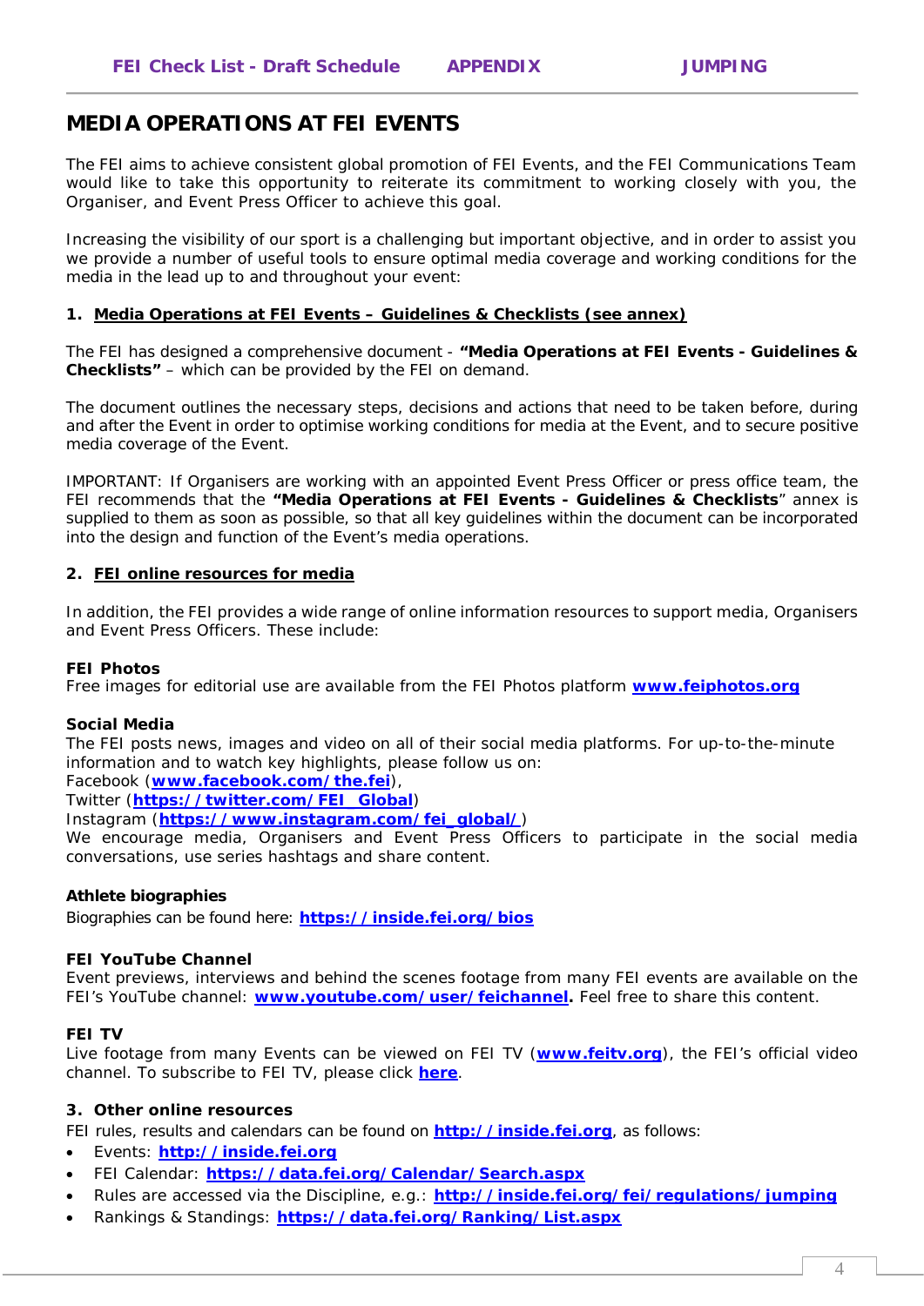# MEDIA OPERATIONS AT FEI EVENTS

The FEI aims to achieve consistent global promotion of FEI Events, and the FEI Communications Team would like to take this opportunity to reiterate its commitment to working closely with you, the Organiser, and Event Press Officer to achieve this goal.

Increasing the visibility of our sport is a challenging but important objective, and in order to assist you we provide a number of useful tools to ensure optimal media coverage and working conditions for the media in the lead up to and throughout your event:

## 1. Media Operations at FEI Events – Guidelines & Checklists (see annex)

The FEI has designed a comprehensive document - **"Media Operations at FEI Events - Guidelines & Checklists"** – which can be provided by the FEI on demand.

The document outlines the necessary steps, decisions and actions that need to be taken before, during and after the Event in order to optimise working conditions for media at the Event, and to secure positive media coverage of the Event.

IMPORTANT: If Organisers are working with an appointed Event Press Officer or press office team, the FEI recommends that the **"Media Operations at FEI Events - Guidelines & Checklists"** annex is supplied to them as soon as possible, so that all key guidelines within the document can be incorporated into the design and function of the Event's media operations.

## 2. FEI online resources for media

In addition, the FEI provides a wide range of online information resources to support media, Organisers and Event Press Officers. These include:

**FEI Photos**
Free images for editorial use are available from the FEI Photos platform **www.feiphotos.org**

**Social Media**
The FEI posts news, images and video on all of their social media platforms. For up-to-the-minute information and to watch key highlights, please follow us on:
Facebook (**www.facebook.com/the.fei**),
Twitter (**https://twitter.com/FEI_Global**)
Instagram (**https://www.instagram.com/fei_global/**)
We encourage media, Organisers and Event Press Officers to participate in the social media conversations, use series hashtags and share content.

**Athlete biographies**
Biographies can be found here: **https://inside.fei.org/bios**

**FEI YouTube Channel**
Event previews, interviews and behind the scenes footage from many FEI events are available on the FEI's YouTube channel: **www.youtube.com/user/feichannel.** Feel free to share this content.

**FEI TV**
Live footage from many Events can be viewed on FEI TV (**www.feitv.org**), the FEI's official video channel. To subscribe to FEI TV, please click **here**.

## 3. Other online resources

FEI rules, results and calendars can be found on **http://inside.fei.org**, as follows:

- Events: **http://inside.fei.org**
- FEI Calendar: **https://data.fei.org/Calendar/Search.aspx**
- Rules are accessed via the Discipline, e.g.: **http://inside.fei.org/fei/regulations/jumping**
- Rankings & Standings: **https://data.fei.org/Ranking/List.aspx**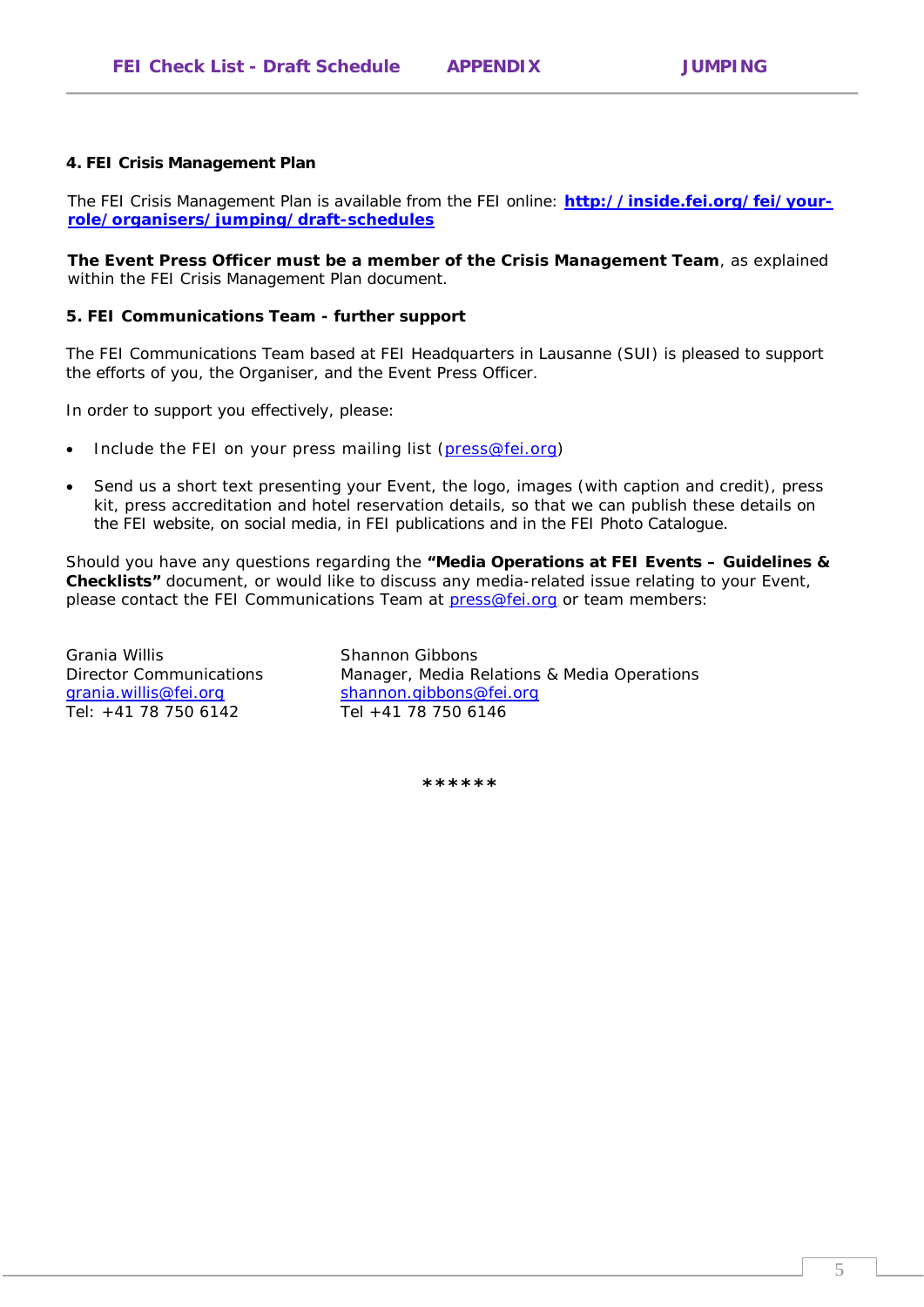## 4. FEI Crisis Management Plan

The FEI Crisis Management Plan is available from the FEI online: **http://inside.fei.org/fei/your-role/organisers/jumping/draft-schedules**

**The Event Press Officer must be a member of the Crisis Management Team**, as explained within the FEI Crisis Management Plan document.

## 5. FEI Communications Team - further support

The FEI Communications Team based at FEI Headquarters in Lausanne (SUI) is pleased to support the efforts of you, the Organiser, and the Event Press Officer.

In order to support you effectively, please:

- Include the FEI on your press mailing list (press@fei.org)
- Send us a short text presenting your Event, the logo, images (with caption and credit), press kit, press accreditation and hotel reservation details, so that we can publish these details on the FEI website, on social media, in FEI publications and in the FEI Photo Catalogue.

Should you have any questions regarding the **"Media Operations at FEI Events – Guidelines & Checklists"** document, or would like to discuss any media-related issue relating to your Event, please contact the FEI Communications Team at press@fei.org or team members:

Grania Willis
Director Communications
grania.willis@fei.org
Tel: +41 78 750 6142

Shannon Gibbons
Manager, Media Relations & Media Operations
shannon.gibbons@fei.org
Tel +41 78 750 6146

******